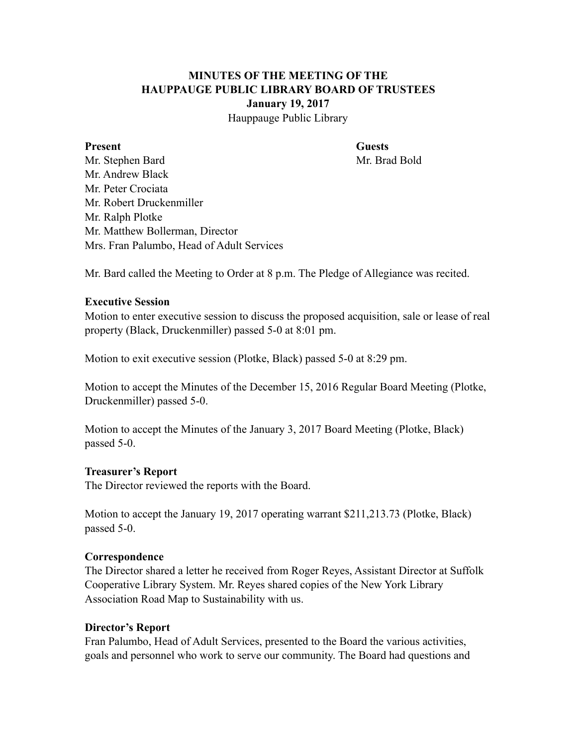**MINUTES OF THE MEETING OF THE**
**HAUPPAUGE PUBLIC LIBRARY BOARD OF TRUSTEES**
**January 19, 2017**
Hauppauge Public Library

**Present**
Mr. Stephen Bard
Mr. Andrew Black
Mr. Peter Crociata
Mr. Robert Druckenmiller
Mr. Ralph Plotke
Mr. Matthew Bollerman, Director
Mrs. Fran Palumbo, Head of Adult Services

**Guests**
Mr. Brad Bold

Mr. Bard called the Meeting to Order at 8 p.m. The Pledge of Allegiance was recited.

**Executive Session**
Motion to enter executive session to discuss the proposed acquisition, sale or lease of real property (Black, Druckenmiller) passed 5-0 at 8:01 pm.

Motion to exit executive session (Plotke, Black) passed 5-0 at 8:29 pm.

Motion to accept the Minutes of the December 15, 2016 Regular Board Meeting (Plotke, Druckenmiller) passed 5-0.

Motion to accept the Minutes of the January 3, 2017 Board Meeting (Plotke, Black) passed 5-0.

**Treasurer's Report**
The Director reviewed the reports with the Board.

Motion to accept the January 19, 2017 operating warrant $211,213.73 (Plotke, Black) passed 5-0.

**Correspondence**
The Director shared a letter he received from Roger Reyes, Assistant Director at Suffolk Cooperative Library System. Mr. Reyes shared copies of the New York Library Association Road Map to Sustainability with us.

**Director's Report**
Fran Palumbo, Head of Adult Services, presented to the Board the various activities, goals and personnel who work to serve our community. The Board had questions and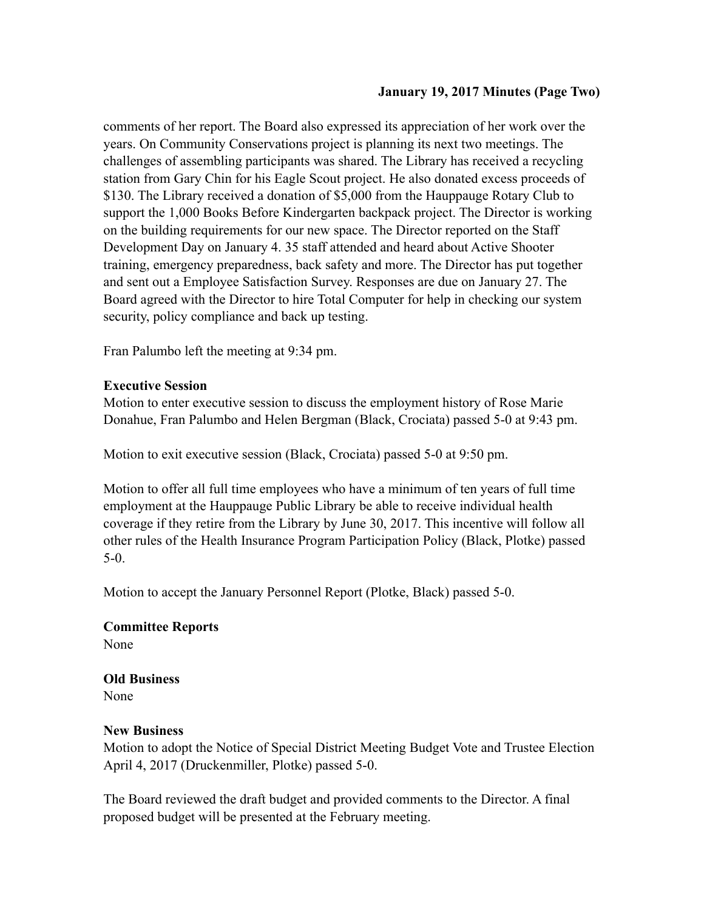comments of her report. The Board also expressed its appreciation of her work over the years. On Community Conservations project is planning its next two meetings. The challenges of assembling participants was shared. The Library has received a recycling station from Gary Chin for his Eagle Scout project. He also donated excess proceeds of $130. The Library received a donation of $5,000 from the Hauppauge Rotary Club to support the 1,000 Books Before Kindergarten backpack project. The Director is working on the building requirements for our new space. The Director reported on the Staff Development Day on January 4. 35 staff attended and heard about Active Shooter training, emergency preparedness, back safety and more. The Director has put together and sent out a Employee Satisfaction Survey. Responses are due on January 27. The Board agreed with the Director to hire Total Computer for help in checking our system security, policy compliance and back up testing.

Fran Palumbo left the meeting at 9:34 pm.

**Executive Session**

Motion to enter executive session to discuss the employment history of Rose Marie Donahue, Fran Palumbo and Helen Bergman (Black, Crociata) passed 5-0 at 9:43 pm.

Motion to exit executive session (Black, Crociata) passed 5-0 at 9:50 pm.

Motion to offer all full time employees who have a minimum of ten years of full time employment at the Hauppauge Public Library be able to receive individual health coverage if they retire from the Library by June 30, 2017. This incentive will follow all other rules of the Health Insurance Program Participation Policy (Black, Plotke) passed 5-0.

Motion to accept the January Personnel Report (Plotke, Black) passed 5-0.

**Committee Reports**

None

**Old Business**

None

**New Business**

Motion to adopt the Notice of Special District Meeting Budget Vote and Trustee Election April 4, 2017 (Druckenmiller, Plotke) passed 5-0.

The Board reviewed the draft budget and provided comments to the Director. A final proposed budget will be presented at the February meeting.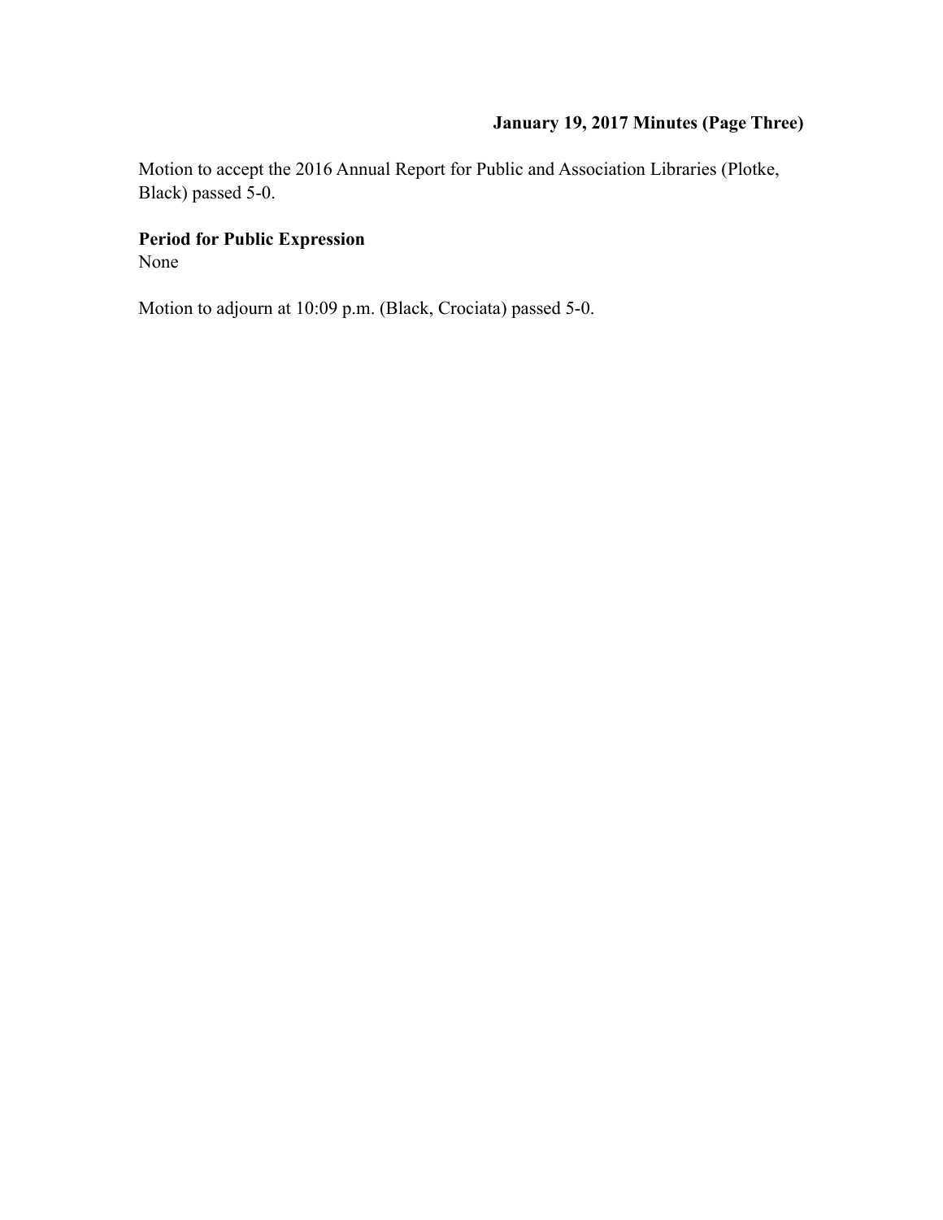Motion to accept the 2016 Annual Report for Public and Association Libraries (Plotke, Black) passed 5-0.

**Period for Public Expression**
None

Motion to adjourn at 10:09 p.m. (Black, Crociata) passed 5-0.